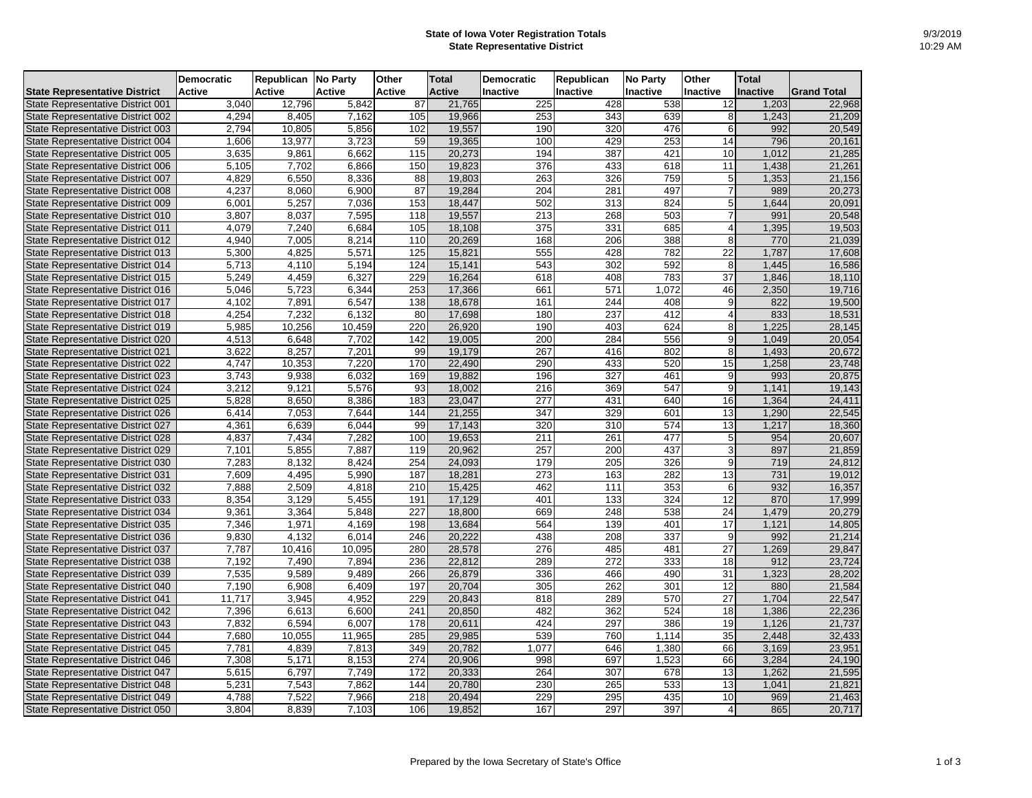# State of Iowa Voter Registration Totals
## State Representative District

9/3/2019
10:29 AM

| State Representative District | Democratic Active | Republican Active | No Party Active | Other Active | Total Active | Democratic Inactive | Republican Inactive | No Party Inactive | Other Inactive | Total Inactive | Grand Total |
|---|---|---|---|---|---|---|---|---|---|---|---|
| State Representative District 001 | 3,040 | 12,796 | 5,842 | 87 | 21,765 | 225 | 428 | 538 | 12 | 1,203 | 22,968 |
| State Representative District 002 | 4,294 | 8,405 | 7,162 | 105 | 19,966 | 253 | 343 | 639 | 8 | 1,243 | 21,209 |
| State Representative District 003 | 2,794 | 10,805 | 5,856 | 102 | 19,557 | 190 | 320 | 476 | 6 | 992 | 20,549 |
| State Representative District 004 | 1,606 | 13,977 | 3,723 | 59 | 19,365 | 100 | 429 | 253 | 14 | 796 | 20,161 |
| State Representative District 005 | 3,635 | 9,861 | 6,662 | 115 | 20,273 | 194 | 387 | 421 | 10 | 1,012 | 21,285 |
| State Representative District 006 | 5,105 | 7,702 | 6,866 | 150 | 19,823 | 376 | 433 | 618 | 11 | 1,438 | 21,261 |
| State Representative District 007 | 4,829 | 6,550 | 8,336 | 88 | 19,803 | 263 | 326 | 759 | 5 | 1,353 | 21,156 |
| State Representative District 008 | 4,237 | 8,060 | 6,900 | 87 | 19,284 | 204 | 281 | 497 | 7 | 989 | 20,273 |
| State Representative District 009 | 6,001 | 5,257 | 7,036 | 153 | 18,447 | 502 | 313 | 824 | 5 | 1,644 | 20,091 |
| State Representative District 010 | 3,807 | 8,037 | 7,595 | 118 | 19,557 | 213 | 268 | 503 | 7 | 991 | 20,548 |
| State Representative District 011 | 4,079 | 7,240 | 6,684 | 105 | 18,108 | 375 | 331 | 685 | 4 | 1,395 | 19,503 |
| State Representative District 012 | 4,940 | 7,005 | 8,214 | 110 | 20,269 | 168 | 206 | 388 | 8 | 770 | 21,039 |
| State Representative District 013 | 5,300 | 4,825 | 5,571 | 125 | 15,821 | 555 | 428 | 782 | 22 | 1,787 | 17,608 |
| State Representative District 014 | 5,713 | 4,110 | 5,194 | 124 | 15,141 | 543 | 302 | 592 | 8 | 1,445 | 16,586 |
| State Representative District 015 | 5,249 | 4,459 | 6,327 | 229 | 16,264 | 618 | 408 | 783 | 37 | 1,846 | 18,110 |
| State Representative District 016 | 5,046 | 5,723 | 6,344 | 253 | 17,366 | 661 | 571 | 1,072 | 46 | 2,350 | 19,716 |
| State Representative District 017 | 4,102 | 7,891 | 6,547 | 138 | 18,678 | 161 | 244 | 408 | 9 | 822 | 19,500 |
| State Representative District 018 | 4,254 | 7,232 | 6,132 | 80 | 17,698 | 180 | 237 | 412 | 4 | 833 | 18,531 |
| State Representative District 019 | 5,985 | 10,256 | 10,459 | 220 | 26,920 | 190 | 403 | 624 | 8 | 1,225 | 28,145 |
| State Representative District 020 | 4,513 | 6,648 | 7,702 | 142 | 19,005 | 200 | 284 | 556 | 9 | 1,049 | 20,054 |
| State Representative District 021 | 3,622 | 8,257 | 7,201 | 99 | 19,179 | 267 | 416 | 802 | 8 | 1,493 | 20,672 |
| State Representative District 022 | 4,747 | 10,353 | 7,220 | 170 | 22,490 | 290 | 433 | 520 | 15 | 1,258 | 23,748 |
| State Representative District 023 | 3,743 | 9,938 | 6,032 | 169 | 19,882 | 196 | 327 | 461 | 9 | 993 | 20,875 |
| State Representative District 024 | 3,212 | 9,121 | 5,576 | 93 | 18,002 | 216 | 369 | 547 | 9 | 1,141 | 19,143 |
| State Representative District 025 | 5,828 | 8,650 | 8,386 | 183 | 23,047 | 277 | 431 | 640 | 16 | 1,364 | 24,411 |
| State Representative District 026 | 6,414 | 7,053 | 7,644 | 144 | 21,255 | 347 | 329 | 601 | 13 | 1,290 | 22,545 |
| State Representative District 027 | 4,361 | 6,639 | 6,044 | 99 | 17,143 | 320 | 310 | 574 | 13 | 1,217 | 18,360 |
| State Representative District 028 | 4,837 | 7,434 | 7,282 | 100 | 19,653 | 211 | 261 | 477 | 5 | 954 | 20,607 |
| State Representative District 029 | 7,101 | 5,855 | 7,887 | 119 | 20,962 | 257 | 200 | 437 | 3 | 897 | 21,859 |
| State Representative District 030 | 7,283 | 8,132 | 8,424 | 254 | 24,093 | 179 | 205 | 326 | 9 | 719 | 24,812 |
| State Representative District 031 | 7,609 | 4,495 | 5,990 | 187 | 18,281 | 273 | 163 | 282 | 13 | 731 | 19,012 |
| State Representative District 032 | 7,888 | 2,509 | 4,818 | 210 | 15,425 | 462 | 111 | 353 | 6 | 932 | 16,357 |
| State Representative District 033 | 8,354 | 3,129 | 5,455 | 191 | 17,129 | 401 | 133 | 324 | 12 | 870 | 17,999 |
| State Representative District 034 | 9,361 | 3,364 | 5,848 | 227 | 18,800 | 669 | 248 | 538 | 24 | 1,479 | 20,279 |
| State Representative District 035 | 7,346 | 1,971 | 4,169 | 198 | 13,684 | 564 | 139 | 401 | 17 | 1,121 | 14,805 |
| State Representative District 036 | 9,830 | 4,132 | 6,014 | 246 | 20,222 | 438 | 208 | 337 | 9 | 992 | 21,214 |
| State Representative District 037 | 7,787 | 10,416 | 10,095 | 280 | 28,578 | 276 | 485 | 481 | 27 | 1,269 | 29,847 |
| State Representative District 038 | 7,192 | 7,490 | 7,894 | 236 | 22,812 | 289 | 272 | 333 | 18 | 912 | 23,724 |
| State Representative District 039 | 7,535 | 9,589 | 9,489 | 266 | 26,879 | 336 | 466 | 490 | 31 | 1,323 | 28,202 |
| State Representative District 040 | 7,190 | 6,908 | 6,409 | 197 | 20,704 | 305 | 262 | 301 | 12 | 880 | 21,584 |
| State Representative District 041 | 11,717 | 3,945 | 4,952 | 229 | 20,843 | 818 | 289 | 570 | 27 | 1,704 | 22,547 |
| State Representative District 042 | 7,396 | 6,613 | 6,600 | 241 | 20,850 | 482 | 362 | 524 | 18 | 1,386 | 22,236 |
| State Representative District 043 | 7,832 | 6,594 | 6,007 | 178 | 20,611 | 424 | 297 | 386 | 19 | 1,126 | 21,737 |
| State Representative District 044 | 7,680 | 10,055 | 11,965 | 285 | 29,985 | 539 | 760 | 1,114 | 35 | 2,448 | 32,433 |
| State Representative District 045 | 7,781 | 4,839 | 7,813 | 349 | 20,782 | 1,077 | 646 | 1,380 | 66 | 3,169 | 23,951 |
| State Representative District 046 | 7,308 | 5,171 | 8,153 | 274 | 20,906 | 998 | 697 | 1,523 | 66 | 3,284 | 24,190 |
| State Representative District 047 | 5,615 | 6,797 | 7,749 | 172 | 20,333 | 264 | 307 | 678 | 13 | 1,262 | 21,595 |
| State Representative District 048 | 5,231 | 7,543 | 7,862 | 144 | 20,780 | 230 | 265 | 533 | 13 | 1,041 | 21,821 |
| State Representative District 049 | 4,788 | 7,522 | 7,966 | 218 | 20,494 | 229 | 295 | 435 | 10 | 969 | 21,463 |
| State Representative District 050 | 3,804 | 8,839 | 7,103 | 106 | 19,852 | 167 | 297 | 397 | 4 | 865 | 20,717 |

Prepared by the Iowa Secretary of State's Office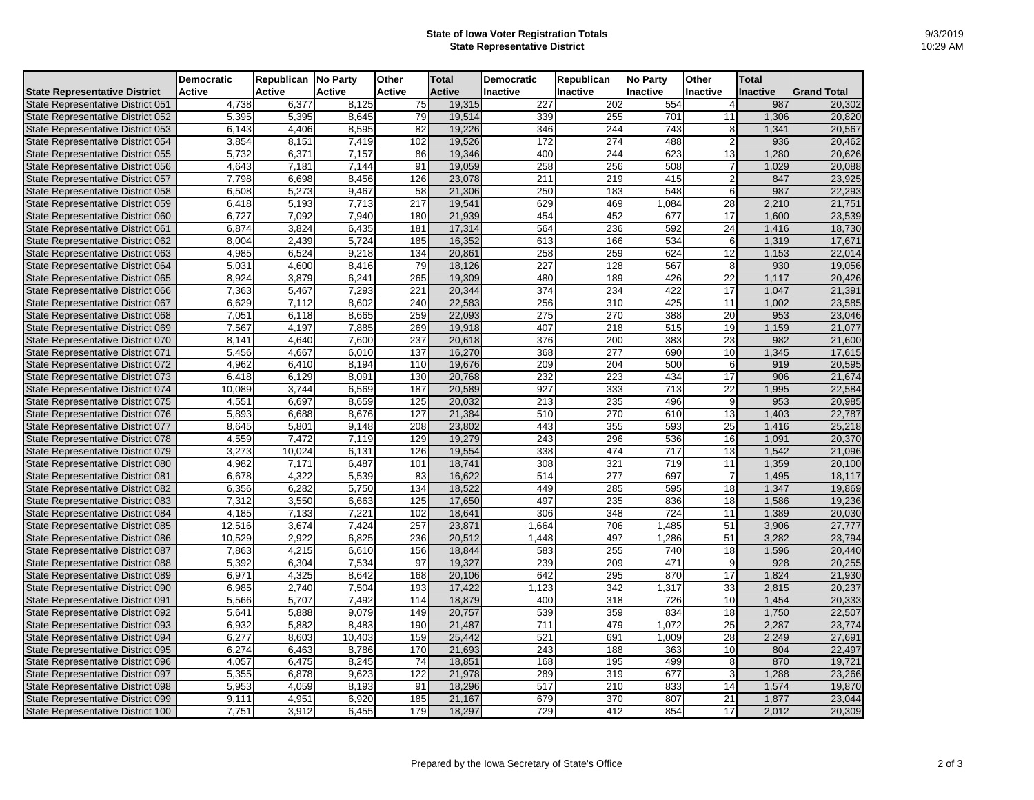**State of Iowa Voter Registration Totals**
**State Representative District**

9/3/2019
10:29 AM

| State Representative District | Democratic Active | Republican Active | No Party Active | Other Active | Total Active | Democratic Inactive | Republican Inactive | No Party Inactive | Other Inactive | Total Inactive | Grand Total |
|---|---|---|---|---|---|---|---|---|---|---|---|
| State Representative District 051 | 4,738 | 6,377 | 8,125 | 75 | 19,315 | 227 | 202 | 554 | 4 | 987 | 20,302 |
| State Representative District 052 | 5,395 | 5,395 | 8,645 | 79 | 19,514 | 339 | 255 | 701 | 11 | 1,306 | 20,820 |
| State Representative District 053 | 6,143 | 4,406 | 8,595 | 82 | 19,226 | 346 | 244 | 743 | 8 | 1,341 | 20,567 |
| State Representative District 054 | 3,854 | 8,151 | 7,419 | 102 | 19,526 | 172 | 274 | 488 | 2 | 936 | 20,462 |
| State Representative District 055 | 5,732 | 6,371 | 7,157 | 86 | 19,346 | 400 | 244 | 623 | 13 | 1,280 | 20,626 |
| State Representative District 056 | 4,643 | 7,181 | 7,144 | 91 | 19,059 | 258 | 256 | 508 | 7 | 1,029 | 20,088 |
| State Representative District 057 | 7,798 | 6,698 | 8,456 | 126 | 23,078 | 211 | 219 | 415 | 2 | 847 | 23,925 |
| State Representative District 058 | 6,508 | 5,273 | 9,467 | 58 | 21,306 | 250 | 183 | 548 | 6 | 987 | 22,293 |
| State Representative District 059 | 6,418 | 5,193 | 7,713 | 217 | 19,541 | 629 | 469 | 1,084 | 28 | 2,210 | 21,751 |
| State Representative District 060 | 6,727 | 7,092 | 7,940 | 180 | 21,939 | 454 | 452 | 677 | 17 | 1,600 | 23,539 |
| State Representative District 061 | 6,874 | 3,824 | 6,435 | 181 | 17,314 | 564 | 236 | 592 | 24 | 1,416 | 18,730 |
| State Representative District 062 | 8,004 | 2,439 | 5,724 | 185 | 16,352 | 613 | 166 | 534 | 6 | 1,319 | 17,671 |
| State Representative District 063 | 4,985 | 6,524 | 9,218 | 134 | 20,861 | 258 | 259 | 624 | 12 | 1,153 | 22,014 |
| State Representative District 064 | 5,031 | 4,600 | 8,416 | 79 | 18,126 | 227 | 128 | 567 | 8 | 930 | 19,056 |
| State Representative District 065 | 8,924 | 3,879 | 6,241 | 265 | 19,309 | 480 | 189 | 426 | 22 | 1,117 | 20,426 |
| State Representative District 066 | 7,363 | 5,467 | 7,293 | 221 | 20,344 | 374 | 234 | 422 | 17 | 1,047 | 21,391 |
| State Representative District 067 | 6,629 | 7,112 | 8,602 | 240 | 22,583 | 256 | 310 | 425 | 11 | 1,002 | 23,585 |
| State Representative District 068 | 7,051 | 6,118 | 8,665 | 259 | 22,093 | 275 | 270 | 388 | 20 | 953 | 23,046 |
| State Representative District 069 | 7,567 | 4,197 | 7,885 | 269 | 19,918 | 407 | 218 | 515 | 19 | 1,159 | 21,077 |
| State Representative District 070 | 8,141 | 4,640 | 7,600 | 237 | 20,618 | 376 | 200 | 383 | 23 | 982 | 21,600 |
| State Representative District 071 | 5,456 | 4,667 | 6,010 | 137 | 16,270 | 368 | 277 | 690 | 10 | 1,345 | 17,615 |
| State Representative District 072 | 4,962 | 6,410 | 8,194 | 110 | 19,676 | 209 | 204 | 500 | 6 | 919 | 20,595 |
| State Representative District 073 | 6,418 | 6,129 | 8,091 | 130 | 20,768 | 232 | 223 | 434 | 17 | 906 | 21,674 |
| State Representative District 074 | 10,089 | 3,744 | 6,569 | 187 | 20,589 | 927 | 333 | 713 | 22 | 1,995 | 22,584 |
| State Representative District 075 | 4,551 | 6,697 | 8,659 | 125 | 20,032 | 213 | 235 | 496 | 9 | 953 | 20,985 |
| State Representative District 076 | 5,893 | 6,688 | 8,676 | 127 | 21,384 | 510 | 270 | 610 | 13 | 1,403 | 22,787 |
| State Representative District 077 | 8,645 | 5,801 | 9,148 | 208 | 23,802 | 443 | 355 | 593 | 25 | 1,416 | 25,218 |
| State Representative District 078 | 4,559 | 7,472 | 7,119 | 129 | 19,279 | 243 | 296 | 536 | 16 | 1,091 | 20,370 |
| State Representative District 079 | 3,273 | 10,024 | 6,131 | 126 | 19,554 | 338 | 474 | 717 | 13 | 1,542 | 21,096 |
| State Representative District 080 | 4,982 | 7,171 | 6,487 | 101 | 18,741 | 308 | 321 | 719 | 11 | 1,359 | 20,100 |
| State Representative District 081 | 6,678 | 4,322 | 5,539 | 83 | 16,622 | 514 | 277 | 697 | 7 | 1,495 | 18,117 |
| State Representative District 082 | 6,356 | 6,282 | 5,750 | 134 | 18,522 | 449 | 285 | 595 | 18 | 1,347 | 19,869 |
| State Representative District 083 | 7,312 | 3,550 | 6,663 | 125 | 17,650 | 497 | 235 | 836 | 18 | 1,586 | 19,236 |
| State Representative District 084 | 4,185 | 7,133 | 7,221 | 102 | 18,641 | 306 | 348 | 724 | 11 | 1,389 | 20,030 |
| State Representative District 085 | 12,516 | 3,674 | 7,424 | 257 | 23,871 | 1,664 | 706 | 1,485 | 51 | 3,906 | 27,777 |
| State Representative District 086 | 10,529 | 2,922 | 6,825 | 236 | 20,512 | 1,448 | 497 | 1,286 | 51 | 3,282 | 23,794 |
| State Representative District 087 | 7,863 | 4,215 | 6,610 | 156 | 18,844 | 583 | 255 | 740 | 18 | 1,596 | 20,440 |
| State Representative District 088 | 5,392 | 6,304 | 7,534 | 97 | 19,327 | 239 | 209 | 471 | 9 | 928 | 20,255 |
| State Representative District 089 | 6,971 | 4,325 | 8,642 | 168 | 20,106 | 642 | 295 | 870 | 17 | 1,824 | 21,930 |
| State Representative District 090 | 6,985 | 2,740 | 7,504 | 193 | 17,422 | 1,123 | 342 | 1,317 | 33 | 2,815 | 20,237 |
| State Representative District 091 | 5,566 | 5,707 | 7,492 | 114 | 18,879 | 400 | 318 | 726 | 10 | 1,454 | 20,333 |
| State Representative District 092 | 5,641 | 5,888 | 9,079 | 149 | 20,757 | 539 | 359 | 834 | 18 | 1,750 | 22,507 |
| State Representative District 093 | 6,932 | 5,882 | 8,483 | 190 | 21,487 | 711 | 479 | 1,072 | 25 | 2,287 | 23,774 |
| State Representative District 094 | 6,277 | 8,603 | 10,403 | 159 | 25,442 | 521 | 691 | 1,009 | 28 | 2,249 | 27,691 |
| State Representative District 095 | 6,274 | 6,463 | 8,786 | 170 | 21,693 | 243 | 188 | 363 | 10 | 804 | 22,497 |
| State Representative District 096 | 4,057 | 6,475 | 8,245 | 74 | 18,851 | 168 | 195 | 499 | 8 | 870 | 19,721 |
| State Representative District 097 | 5,355 | 6,878 | 9,623 | 122 | 21,978 | 289 | 319 | 677 | 3 | 1,288 | 23,266 |
| State Representative District 098 | 5,953 | 4,059 | 8,193 | 91 | 18,296 | 517 | 210 | 833 | 14 | 1,574 | 19,870 |
| State Representative District 099 | 9,111 | 4,951 | 6,920 | 185 | 21,167 | 679 | 370 | 807 | 21 | 1,877 | 23,044 |
| State Representative District 100 | 7,751 | 3,912 | 6,455 | 179 | 18,297 | 729 | 412 | 854 | 17 | 2,012 | 20,309 |

Prepared by the Iowa Secretary of State's Office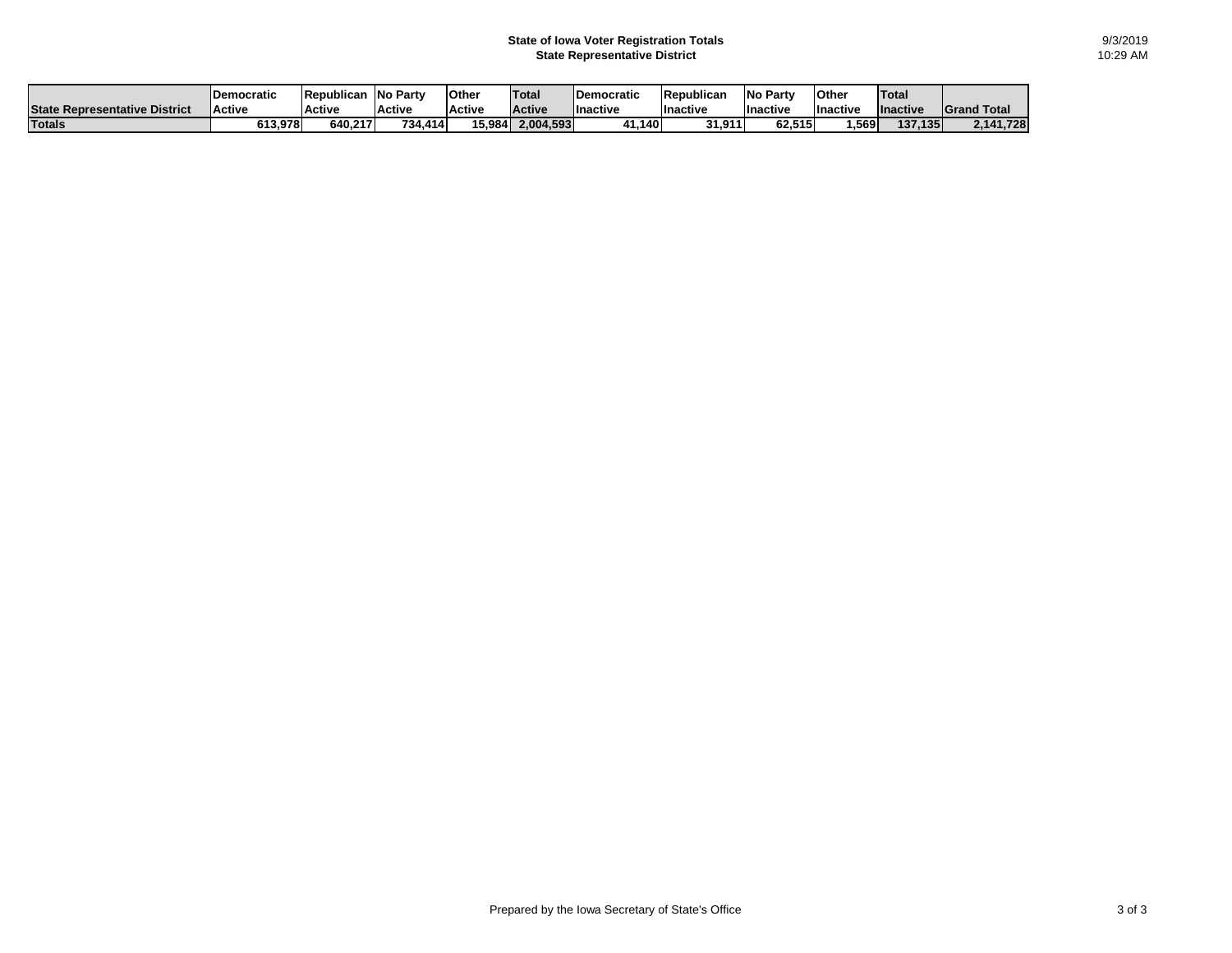**State of Iowa Voter Registration Totals**
**State Representative District**

9/3/2019
10:29 AM

| State Representative District | Democratic Active | Republican Active | No Party Active | Other Active | Total Active | Democratic Inactive | Republican Inactive | No Party Inactive | Other Inactive | Total Inactive | Grand Total |
|---|---|---|---|---|---|---|---|---|---|---|---|
| **Totals** | 613,978 | 640,217 | 734,414 | 15,984 | 2,004,593 | 41,140 | 31,911 | 62,515 | 1,569 | 137,135 | 2,141,728 |

Prepared by the Iowa Secretary of State's Office